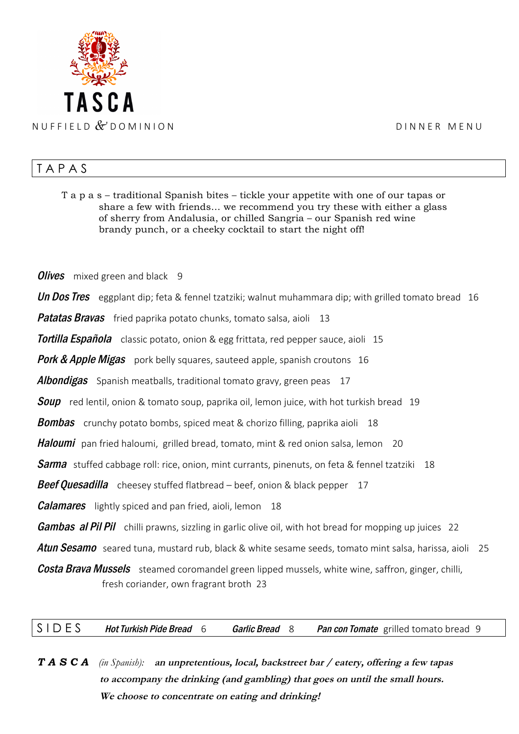# TASCA

NUFFIELD & DOMINION

DINNER MENU

## TAPAS

T a p a s – traditional Spanish bites – tickle your appetite with one of our tapas or share a few with friends… we recommend you try these with either a glass of sherry from Andalusia, or chilled Sangria – our Spanish red wine brandy punch, or a cheeky cocktail to start the night off!

***Olives*** mixed green and black 9

***Un Dos Tres*** eggplant dip; feta & fennel tzatziki; walnut muhammara dip; with grilled tomato bread 16

***Patatas Bravas*** fried paprika potato chunks, tomato salsa, aioli 13

***Tortilla Española*** classic potato, onion & egg frittata, red pepper sauce, aioli 15

***Pork & Apple Migas*** pork belly squares, sauteed apple, spanish croutons 16

***Albondigas*** Spanish meatballs, traditional tomato gravy, green peas 17

***Soup*** red lentil, onion & tomato soup, paprika oil, lemon juice, with hot turkish bread 19

***Bombas*** crunchy potato bombs, spiced meat & chorizo filling, paprika aioli 18

***Haloumi*** pan fried haloumi, grilled bread, tomato, mint & red onion salsa, lemon 20

***Sarma*** stuffed cabbage roll: rice, onion, mint currants, pinenuts, on feta & fennel tzatziki 18

***Beef Quesadilla*** cheesey stuffed flatbread – beef, onion & black pepper 17

***Calamares*** lightly spiced and pan fried, aioli, lemon 18

***Gambas al Pil Pil*** chilli prawns, sizzling in garlic olive oil, with hot bread for mopping up juices 22

***Atun Sesamo*** seared tuna, mustard rub, black & white sesame seeds, tomato mint salsa, harissa, aioli 25

***Costa Brava Mussels*** steamed coromandel green lipped mussels, white wine, saffron, ginger, chilli, fresh coriander, own fragrant broth 23

## SIDES

***Hot Turkish Pide Bread*** 6 ***Garlic Bread*** 8 ***Pan con Tomate*** grilled tomato bread 9

***TASCA*** *(in Spanish):* ***an unpretentious, local, backstreet bar / eatery, offering a few tapas to accompany the drinking (and gambling) that goes on until the small hours. We choose to concentrate on eating and drinking!***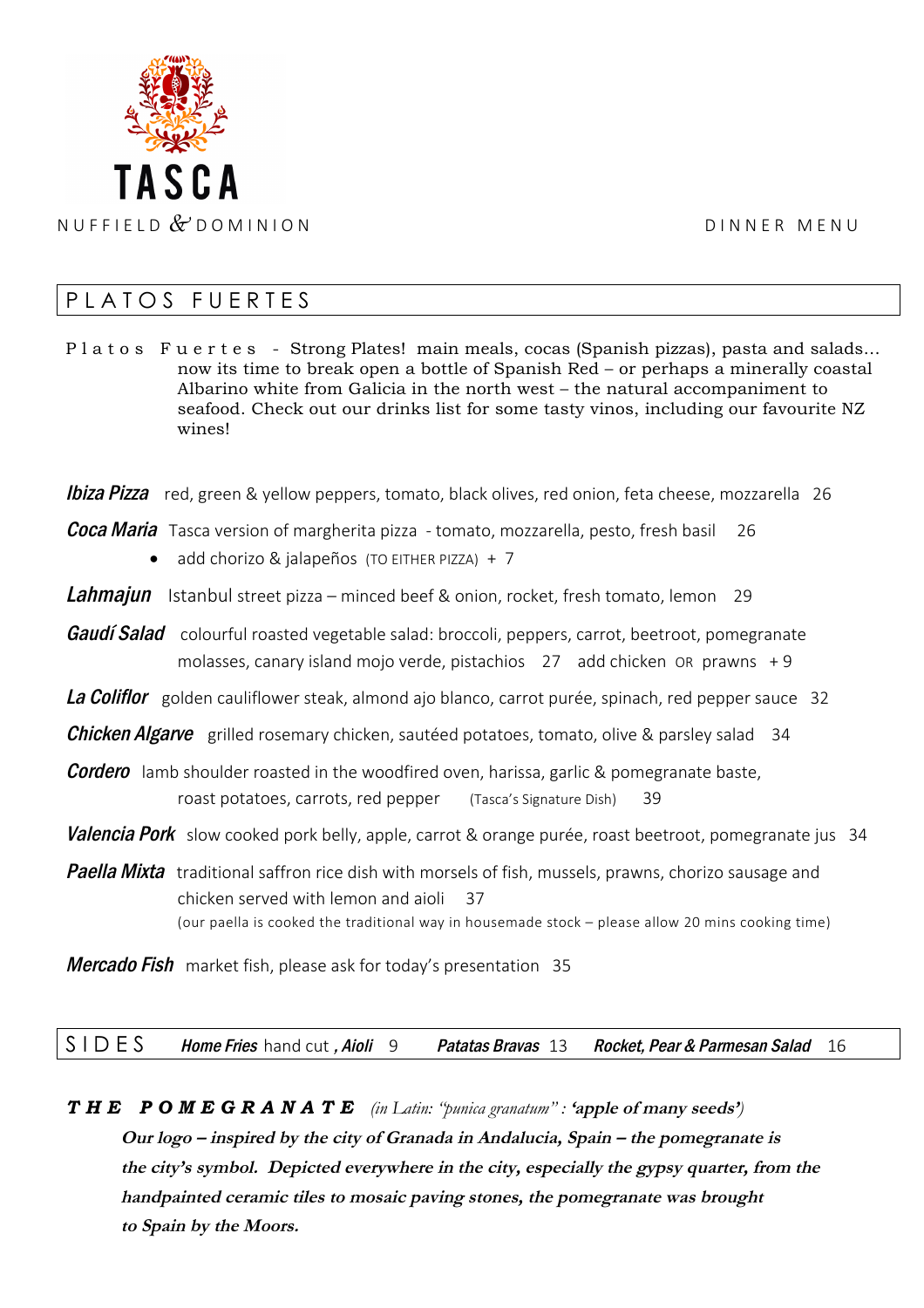# TASCA

NUFFIELD & DOMINION

DINNER MENU

## PLATOS FUERTES

Platos Fuertes - Strong Plates! main meals, cocas (Spanish pizzas), pasta and salads… now its time to break open a bottle of Spanish Red – or perhaps a minerally coastal Albarino white from Galicia in the north west – the natural accompaniment to seafood. Check out our drinks list for some tasty vinos, including our favourite NZ wines!

***Ibiza Pizza*** red, green & yellow peppers, tomato, black olives, red onion, feta cheese, mozzarella 26

***Coca Maria*** Tasca version of margherita pizza - tomato, mozzarella, pesto, fresh basil 26

- add chorizo & jalapeños (TO EITHER PIZZA) + 7

***Lahmajun*** Istanbul street pizza – minced beef & onion, rocket, fresh tomato, lemon 29

***Gaudí Salad*** colourful roasted vegetable salad: broccoli, peppers, carrot, beetroot, pomegranate molasses, canary island mojo verde, pistachios 27 add chicken OR prawns + 9

***La Coliflor*** golden cauliflower steak, almond ajo blanco, carrot purée, spinach, red pepper sauce 32

***Chicken Algarve*** grilled rosemary chicken, sautéed potatoes, tomato, olive & parsley salad 34

***Cordero*** lamb shoulder roasted in the woodfired oven, harissa, garlic & pomegranate baste, roast potatoes, carrots, red pepper (Tasca's Signature Dish) 39

***Valencia Pork*** slow cooked pork belly, apple, carrot & orange purée, roast beetroot, pomegranate jus 34

***Paella Mixta*** traditional saffron rice dish with morsels of fish, mussels, prawns, chorizo sausage and chicken served with lemon and aioli 37
(our paella is cooked the traditional way in housemade stock – please allow 20 mins cooking time)

***Mercado Fish*** market fish, please ask for today's presentation 35

## SIDES

***Home Fries*** hand cut , ***Aioli*** 9 ***Patatas Bravas*** 13 ***Rocket, Pear & Parmesan Salad*** 16

***THE POMEGRANATE*** *(in Latin: "punica granatum" :* ***'apple of many seeds')***

***Our logo – inspired by the city of Granada in Andalucia, Spain – the pomegranate is the city's symbol. Depicted everywhere in the city, especially the gypsy quarter, from the handpainted ceramic tiles to mosaic paving stones, the pomegranate was brought to Spain by the Moors.***